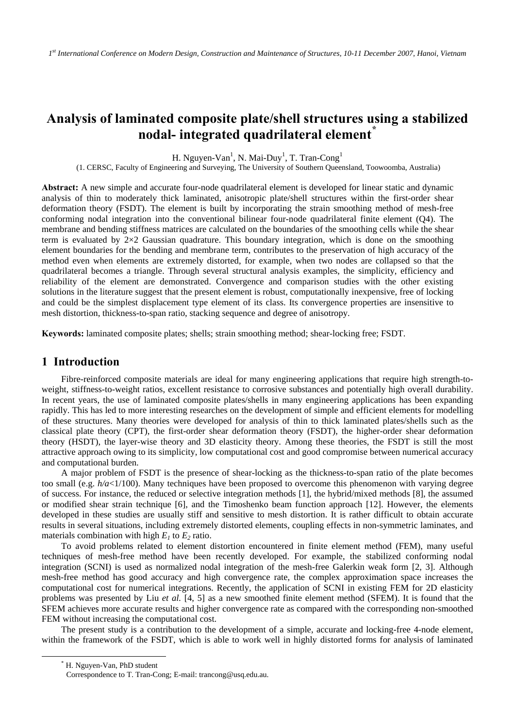# Analysis of laminated composite plate/shell structures using a stabilized nodal- integrated quadrilateral element*

H. Nguyen-Van[1], N. Mai-Duy[1], T. Tran-Cong[1]

(1. CERSC, Faculty of Engineering and Surveying, The University of Southern Queensland, Toowoomba, Australia)

**Abstract:** A new simple and accurate four-node quadrilateral element is developed for linear static and dynamic analysis of thin to moderately thick laminated, anisotropic plate/shell structures within the first-order shear deformation theory (FSDT). The element is built by incorporating the strain smoothing method of mesh-free conforming nodal integration into the conventional bilinear four-node quadrilateral finite element (Q4). The membrane and bending stiffness matrices are calculated on the boundaries of the smoothing cells while the shear term is evaluated by 2×2 Gaussian quadrature. This boundary integration, which is done on the smoothing element boundaries for the bending and membrane term, contributes to the preservation of high accuracy of the method even when elements are extremely distorted, for example, when two nodes are collapsed so that the quadrilateral becomes a triangle. Through several structural analysis examples, the simplicity, efficiency and reliability of the element are demonstrated. Convergence and comparison studies with the other existing solutions in the literature suggest that the present element is robust, computationally inexpensive, free of locking and could be the simplest displacement type element of its class. Its convergence properties are insensitive to mesh distortion, thickness-to-span ratio, stacking sequence and degree of anisotropy.

**Keywords:** laminated composite plates; shells; strain smoothing method; shear-locking free; FSDT.

## 1 Introduction

Fibre-reinforced composite materials are ideal for many engineering applications that require high strength-to-weight, stiffness-to-weight ratios, excellent resistance to corrosive substances and potentially high overall durability. In recent years, the use of laminated composite plates/shells in many engineering applications has been expanding rapidly. This has led to more interesting researches on the development of simple and efficient elements for modelling of these structures. Many theories were developed for analysis of thin to thick laminated plates/shells such as the classical plate theory (CPT), the first-order shear deformation theory (FSDT), the higher-order shear deformation theory (HSDT), the layer-wise theory and 3D elasticity theory. Among these theories, the FSDT is still the most attractive approach owing to its simplicity, low computational cost and good compromise between numerical accuracy and computational burden.

A major problem of FSDT is the presence of shear-locking as the thickness-to-span ratio of the plate becomes too small (e.g. $h/a<1/100$). Many techniques have been proposed to overcome this phenomenon with varying degree of success. For instance, the reduced or selective integration methods [1], the hybrid/mixed methods [8], the assumed or modified shear strain technique [6], and the Timoshenko beam function approach [12]. However, the elements developed in these studies are usually stiff and sensitive to mesh distortion. It is rather difficult to obtain accurate results in several situations, including extremely distorted elements, coupling effects in non-symmetric laminates, and materials combination with high $E_1$ to $E_2$ ratio.

To avoid problems related to element distortion encountered in finite element method (FEM), many useful techniques of mesh-free method have been recently developed. For example, the stabilized conforming nodal integration (SCNI) is used as normalized nodal integration of the mesh-free Galerkin weak form [2, 3]. Although mesh-free method has good accuracy and high convergence rate, the complex approximation space increases the computational cost for numerical integrations. Recently, the application of SCNI in existing FEM for 2D elasticity problems was presented by Liu *et al.* [4, 5] as a new smoothed finite element method (SFEM). It is found that the SFEM achieves more accurate results and higher convergence rate as compared with the corresponding non-smoothed FEM without increasing the computational cost.

The present study is a contribution to the development of a simple, accurate and locking-free 4-node element, within the framework of the FSDT, which is able to work well in highly distorted forms for analysis of laminated

---

* H. Nguyen-Van, PhD student
Correspondence to T. Tran-Cong; E-mail: trancong@usq.edu.au.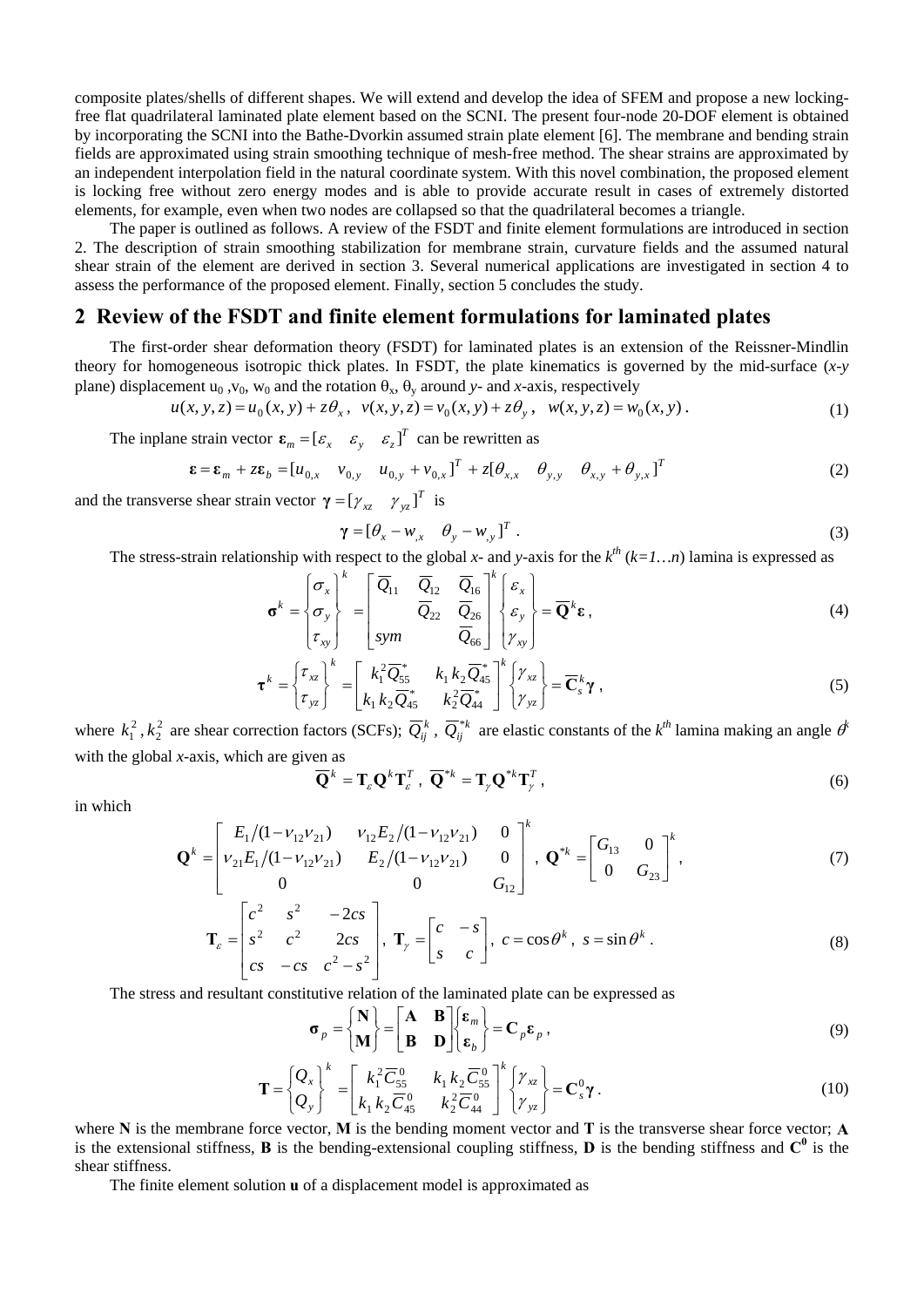composite plates/shells of different shapes. We will extend and develop the idea of SFEM and propose a new locking-free flat quadrilateral laminated plate element based on the SCNI. The present four-node 20-DOF element is obtained by incorporating the SCNI into the Bathe-Dvorkin assumed strain plate element [6]. The membrane and bending strain fields are approximated using strain smoothing technique of mesh-free method. The shear strains are approximated by an independent interpolation field in the natural coordinate system. With this novel combination, the proposed element is locking free without zero energy modes and is able to provide accurate result in cases of extremely distorted elements, for example, even when two nodes are collapsed so that the quadrilateral becomes a triangle.

The paper is outlined as follows. A review of the FSDT and finite element formulations are introduced in section 2. The description of strain smoothing stabilization for membrane strain, curvature fields and the assumed natural shear strain of the element are derived in section 3. Several numerical applications are investigated in section 4 to assess the performance of the proposed element. Finally, section 5 concludes the study.

## 2 Review of the FSDT and finite element formulations for laminated plates

The first-order shear deformation theory (FSDT) for laminated plates is an extension of the Reissner-Mindlin theory for homogeneous isotropic thick plates. In FSDT, the plate kinematics is governed by the mid-surface (*x-y* plane) displacement $u_0$, $v_0$, $w_0$ and the rotation $\theta_x$, $\theta_y$ around *y*- and *x*-axis, respectively

$$u(x,y,z)=u_0(x,y)+z\theta_x,\quad v(x,y,z)=v_0(x,y)+z\theta_y,\quad w(x,y,z)=w_0(x,y)\,. \tag{1}$$

The inplane strain vector $\boldsymbol{\varepsilon}_m=[\varepsilon_x \quad \varepsilon_y \quad \varepsilon_z]^T$ can be rewritten as

$$\boldsymbol{\varepsilon}=\boldsymbol{\varepsilon}_m+z\boldsymbol{\varepsilon}_b=[u_{0,x} \quad v_{0,y} \quad u_{0,y}+v_{0,x}]^T+z[\theta_{x,x} \quad \theta_{y,y} \quad \theta_{x,y}+\theta_{y,x}]^T \tag{2}$$

and the transverse shear strain vector $\boldsymbol{\gamma}=[\gamma_{xz} \quad \gamma_{yz}]^T$ is

$$\boldsymbol{\gamma}=[\theta_x-w_{,x} \quad \theta_y-w_{,y}]^T\,. \tag{3}$$

The stress-strain relationship with respect to the global *x*- and *y*-axis for the $k^{th}$ ($k=1\ldots n$) lamina is expressed as

$$\boldsymbol{\sigma}^k=\begin{Bmatrix}\sigma_x\\ \sigma_y\\ \tau_{xy}\end{Bmatrix}^k=\begin{bmatrix}\overline{Q}_{11} & \overline{Q}_{12} & \overline{Q}_{16}\\ & \overline{Q}_{22} & \overline{Q}_{26}\\ sym & & \overline{Q}_{66}\end{bmatrix}^k\begin{Bmatrix}\varepsilon_x\\ \varepsilon_y\\ \gamma_{xy}\end{Bmatrix}=\overline{\mathbf{Q}}^k\boldsymbol{\varepsilon}\,, \tag{4}$$

$$\boldsymbol{\tau}^k=\begin{Bmatrix}\tau_{xz}\\ \tau_{yz}\end{Bmatrix}^k=\begin{bmatrix}k_1^2\overline{Q}_{55}^* & k_1k_2\overline{Q}_{45}^*\\ k_1k_2\overline{Q}_{45}^* & k_2^2\overline{Q}_{44}^*\end{bmatrix}^k\begin{Bmatrix}\gamma_{xz}\\ \gamma_{yz}\end{Bmatrix}=\overline{\mathbf{C}}_s^k\boldsymbol{\gamma}\,, \tag{5}$$

where $k_1^2, k_2^2$ are shear correction factors (SCFs); $\overline{Q}_{ij}^k$, $\overline{Q}_{ij}^{*k}$ are elastic constants of the $k^{th}$ lamina making an angle $\theta^k$ with the global *x*-axis, which are given as

$$\overline{\mathbf{Q}}^k=\mathbf{T}_\varepsilon\mathbf{Q}^k\mathbf{T}_\varepsilon^T\,,\quad \overline{\mathbf{Q}}^{*k}=\mathbf{T}_\gamma\mathbf{Q}^{*k}\mathbf{T}_\gamma^T\,, \tag{6}$$

in which

$$\mathbf{Q}^k=\begin{bmatrix}E_1/(1-\nu_{12}\nu_{21}) & \nu_{12}E_2/(1-\nu_{12}\nu_{21}) & 0\\ \nu_{21}E_1/(1-\nu_{12}\nu_{21}) & E_2/(1-\nu_{12}\nu_{21}) & 0\\ 0 & 0 & G_{12}\end{bmatrix}^k,\quad \mathbf{Q}^{*k}=\begin{bmatrix}G_{13} & 0\\ 0 & G_{23}\end{bmatrix}^k, \tag{7}$$

$$\mathbf{T}_\varepsilon=\begin{bmatrix}c^2 & s^2 & -2cs\\ s^2 & c^2 & 2cs\\ cs & -cs & c^2-s^2\end{bmatrix},\quad \mathbf{T}_\gamma=\begin{bmatrix}c & -s\\ s & c\end{bmatrix},\quad c=\cos\theta^k,\ s=\sin\theta^k\,. \tag{8}$$

The stress and resultant constitutive relation of the laminated plate can be expressed as

$$\boldsymbol{\sigma}_p=\begin{Bmatrix}\mathbf{N}\\ \mathbf{M}\end{Bmatrix}=\begin{bmatrix}\mathbf{A} & \mathbf{B}\\ \mathbf{B} & \mathbf{D}\end{bmatrix}\begin{Bmatrix}\boldsymbol{\varepsilon}_m\\ \boldsymbol{\varepsilon}_b\end{Bmatrix}=\mathbf{C}_p\boldsymbol{\varepsilon}_p\,, \tag{9}$$

$$\mathbf{T}=\begin{Bmatrix}Q_x\\ Q_y\end{Bmatrix}^k=\begin{bmatrix}k_1^2\overline{C}_{55}^0 & k_1k_2\overline{C}_{55}^0\\ k_1k_2\overline{C}_{45}^0 & k_2^2\overline{C}_{44}^0\end{bmatrix}^k\begin{Bmatrix}\gamma_{xz}\\ \gamma_{yz}\end{Bmatrix}=\mathbf{C}_s^0\boldsymbol{\gamma}\,. \tag{10}$$

where **N** is the membrane force vector, **M** is the bending moment vector and **T** is the transverse shear force vector; **A** is the extensional stiffness, **B** is the bending-extensional coupling stiffness, **D** is the bending stiffness and $\mathbf{C}^0$ is the shear stiffness.

The finite element solution **u** of a displacement model is approximated as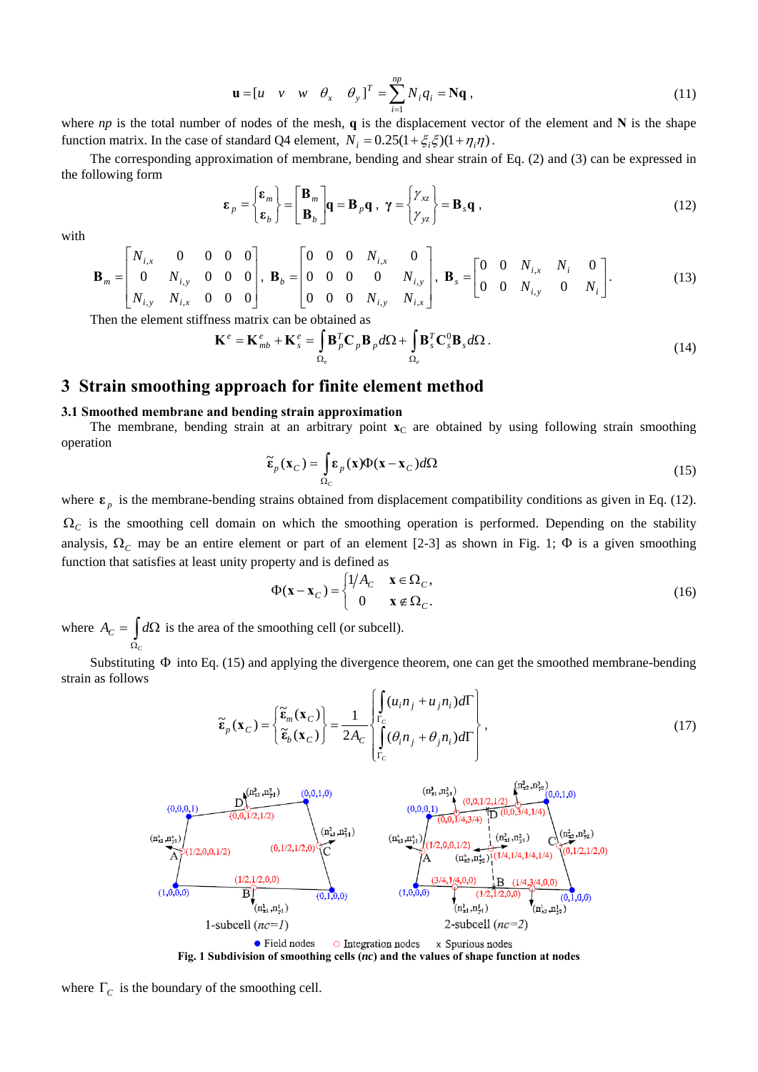$$\mathbf{u} = [u \quad v \quad w \quad \theta_x \quad \theta_y]^T = \sum_{i=1}^{np} N_i q_i = \mathbf{N}\mathbf{q}\,, \tag{11}$$

where $np$ is the total number of nodes of the mesh, $\mathbf{q}$ is the displacement vector of the element and $\mathbf{N}$ is the shape function matrix. In the case of standard Q4 element, $N_i = 0.25(1+\xi_i\xi)(1+\eta_i\eta)$.

The corresponding approximation of membrane, bending and shear strain of Eq. (2) and (3) can be expressed in the following form

$$\boldsymbol{\varepsilon}_p = \begin{Bmatrix} \boldsymbol{\varepsilon}_m \\ \boldsymbol{\varepsilon}_b \end{Bmatrix} = \begin{bmatrix} \mathbf{B}_m \\ \mathbf{B}_b \end{bmatrix} \mathbf{q} = \mathbf{B}_p \mathbf{q}\,, \quad \boldsymbol{\gamma} = \begin{Bmatrix} \gamma_{xz} \\ \gamma_{yz} \end{Bmatrix} = \mathbf{B}_s \mathbf{q}\,, \tag{12}$$

with

$$\mathbf{B}_m = \begin{bmatrix} N_{i,x} & 0 & 0 & 0 & 0 \\ 0 & N_{i,y} & 0 & 0 & 0 \\ N_{i,y} & N_{i,x} & 0 & 0 & 0 \end{bmatrix}, \quad \mathbf{B}_b = \begin{bmatrix} 0 & 0 & 0 & N_{i,x} & 0 \\ 0 & 0 & 0 & 0 & N_{i,y} \\ 0 & 0 & 0 & N_{i,y} & N_{i,x} \end{bmatrix}, \quad \mathbf{B}_s = \begin{bmatrix} 0 & 0 & N_{i,x} & N_i & 0 \\ 0 & 0 & N_{i,y} & 0 & N_i \end{bmatrix}. \tag{13}$$

Then the element stiffness matrix can be obtained as

$$\mathbf{K}^e = \mathbf{K}^e_{mb} + \mathbf{K}^e_s = \int_{\Omega_e} \mathbf{B}_p^T \mathbf{C}_p \mathbf{B}_p d\Omega + \int_{\Omega_e} \mathbf{B}_s^T \mathbf{C}_s^0 \mathbf{B}_s d\Omega\,. \tag{14}$$

## 3 Strain smoothing approach for finite element method

### 3.1 Smoothed membrane and bending strain approximation

The membrane, bending strain at an arbitrary point $\mathbf{x}_C$ are obtained by using following strain smoothing operation

$$\tilde{\boldsymbol{\varepsilon}}_p(\mathbf{x}_C) = \int_{\Omega_C} \boldsymbol{\varepsilon}_p(\mathbf{x}) \Phi(\mathbf{x} - \mathbf{x}_C) d\Omega \tag{15}$$

where $\boldsymbol{\varepsilon}_p$ is the membrane-bending strains obtained from displacement compatibility conditions as given in Eq. (12). $\Omega_C$ is the smoothing cell domain on which the smoothing operation is performed. Depending on the stability analysis, $\Omega_C$ may be an entire element or part of an element [2-3] as shown in Fig. 1; $\Phi$ is a given smoothing function that satisfies at least unity property and is defined as

$$\Phi(\mathbf{x} - \mathbf{x}_C) = \begin{cases} 1/A_C & \mathbf{x} \in \Omega_C, \\ 0 & \mathbf{x} \notin \Omega_C. \end{cases} \tag{16}$$

where $A_C = \int_{\Omega_C} d\Omega$ is the area of the smoothing cell (or subcell).

Substituting $\Phi$ into Eq. (15) and applying the divergence theorem, one can get the smoothed membrane-bending strain as follows

$$\tilde{\boldsymbol{\varepsilon}}_p(\mathbf{x}_C) = \begin{Bmatrix} \tilde{\boldsymbol{\varepsilon}}_m(\mathbf{x}_C) \\ \tilde{\boldsymbol{\varepsilon}}_b(\mathbf{x}_C) \end{Bmatrix} = \frac{1}{2A_C} \begin{Bmatrix} \int_{\Gamma_C} (u_i n_j + u_j n_i) d\Gamma \\ \int_{\Gamma_C} (\theta_i n_j + \theta_j n_i) d\Gamma \end{Bmatrix}, \tag{17}$$

**Fig. 1 Subdivision of smoothing cells ($nc$) and the values of shape function at nodes**

where $\Gamma_C$ is the boundary of the smoothing cell.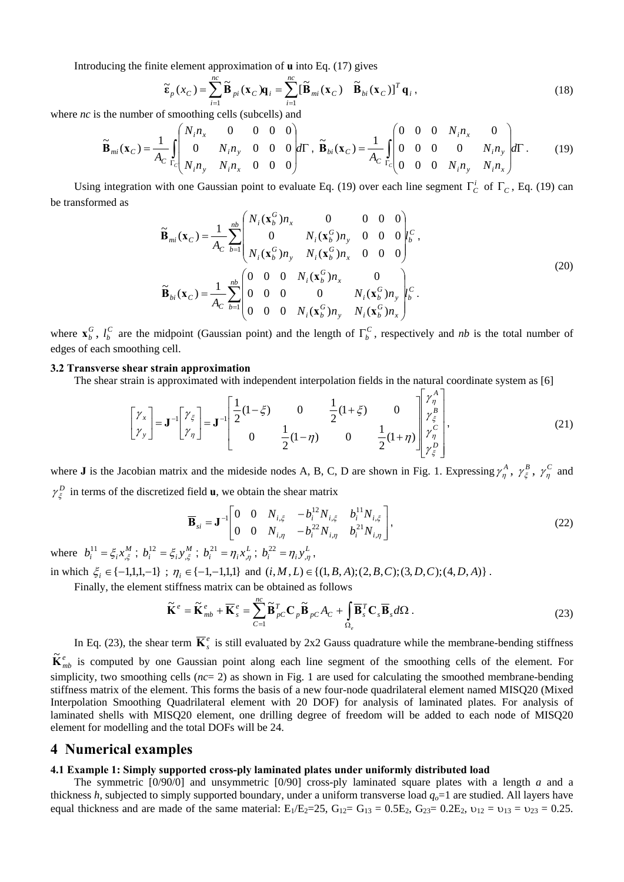Introducing the finite element approximation of **u** into Eq. (17) gives

$$\tilde{\boldsymbol{\varepsilon}}_p(x_C) = \sum_{i=1}^{nc} \tilde{\mathbf{B}}_{pi}(\mathbf{x}_C)\mathbf{q}_i = \sum_{i=1}^{nc} [\tilde{\mathbf{B}}_{mi}(\mathbf{x}_C) \quad \tilde{\mathbf{B}}_{bi}(\mathbf{x}_C)]^T \mathbf{q}_i \,, \tag{18}$$

where *nc* is the number of smoothing cells (subcells) and

$$\tilde{\mathbf{B}}_{mi}(\mathbf{x}_C) = \frac{1}{A_C}\int_{\Gamma_C} \begin{pmatrix} N_i n_x & 0 & 0 & 0 & 0 \\ 0 & N_i n_y & 0 & 0 & 0 \\ N_i n_y & N_i n_x & 0 & 0 & 0 \end{pmatrix} d\Gamma \,,\; \tilde{\mathbf{B}}_{bi}(\mathbf{x}_C) = \frac{1}{A_C}\int_{\Gamma_C} \begin{pmatrix} 0 & 0 & 0 & N_i n_x & 0 \\ 0 & 0 & 0 & 0 & N_i n_y \\ 0 & 0 & 0 & N_i n_y & N_i n_x \end{pmatrix} d\Gamma \,. \tag{19}$$

Using integration with one Gaussian point to evaluate Eq. (19) over each line segment $\Gamma_C^i$ of $\Gamma_C$, Eq. (19) can be transformed as

$$\begin{aligned} \tilde{\mathbf{B}}_{mi}(\mathbf{x}_C) &= \frac{1}{A_C}\sum_{b=1}^{nb} \begin{pmatrix} N_i(\mathbf{x}_b^G)n_x & 0 & 0 & 0 & 0 \\ 0 & N_i(\mathbf{x}_b^G)n_y & 0 & 0 & 0 \\ N_i(\mathbf{x}_b^G)n_y & N_i(\mathbf{x}_b^G)n_x & 0 & 0 & 0 \end{pmatrix} l_b^C \,, \\ \tilde{\mathbf{B}}_{bi}(\mathbf{x}_C) &= \frac{1}{A_C}\sum_{b=1}^{nb} \begin{pmatrix} 0 & 0 & 0 & N_i(\mathbf{x}_b^G)n_x & 0 \\ 0 & 0 & 0 & 0 & N_i(\mathbf{x}_b^G)n_y \\ 0 & 0 & 0 & N_i(\mathbf{x}_b^G)n_y & N_i(\mathbf{x}_b^G)n_x \end{pmatrix} l_b^C \,. \end{aligned} \tag{20}$$

where $\mathbf{x}_b^G$, $l_b^C$ are the midpoint (Gaussian point) and the length of $\Gamma_b^C$, respectively and *nb* is the total number of edges of each smoothing cell.

### 3.2 Transverse shear strain approximation

The shear strain is approximated with independent interpolation fields in the natural coordinate system as [6]

$$\begin{bmatrix} \gamma_x \\ \gamma_y \end{bmatrix} = \mathbf{J}^{-1}\begin{bmatrix} \gamma_\xi \\ \gamma_\eta \end{bmatrix} = \mathbf{J}^{-1}\begin{bmatrix} \frac{1}{2}(1-\xi) & 0 & \frac{1}{2}(1+\xi) & 0 \\ 0 & \frac{1}{2}(1-\eta) & 0 & \frac{1}{2}(1+\eta) \end{bmatrix}\begin{bmatrix} \gamma_\eta^A \\ \gamma_\xi^B \\ \gamma_\eta^C \\ \gamma_\xi^D \end{bmatrix}, \tag{21}$$

where **J** is the Jacobian matrix and the mideside nodes A, B, C, D are shown in Fig. 1. Expressing $\gamma_\eta^A$, $\gamma_\xi^B$, $\gamma_\eta^C$ and $\gamma_\xi^D$ in terms of the discretized field **u**, we obtain the shear matrix

$$\overline{\mathbf{B}}_{si} = \mathbf{J}^{-1}\begin{bmatrix} 0 & 0 & N_{i,\xi} & -b_i^{12}N_{i,\xi} & b_i^{11}N_{i,\xi} \\ 0 & 0 & N_{i,\eta} & -b_i^{22}N_{i,\eta} & b_i^{21}N_{i,\eta} \end{bmatrix}, \tag{22}$$

where $b_i^{11} = \xi_i x_{,\xi}^M$ ; $b_i^{12} = \xi_i y_{,\xi}^M$ ; $b_i^{21} = \eta_i x_{,\eta}^L$ ; $b_i^{22} = \eta_i y_{,\eta}^L$ ,

in which $\xi_i \in \{-1,1,1,-1\}$ ; $\eta_i \in \{-1,-1,1,1\}$ and $(i, M, L) \in \{(1,B,A);(2,B,C);(3,D,C);(4,D,A)\}$.

Finally, the element stiffness matrix can be obtained as follows

$$\tilde{\mathbf{K}}^e = \tilde{\mathbf{K}}_{mb}^e + \overline{\mathbf{K}}_s^e = \sum_{C=1}^{nc} \tilde{\mathbf{B}}_{pC}^T \mathbf{C}_p \tilde{\mathbf{B}}_{pC} A_C + \int_{\Omega_e} \overline{\mathbf{B}}_s^T \mathbf{C}_s \overline{\mathbf{B}}_s d\Omega \,. \tag{23}$$

In Eq. (23), the shear term $\overline{\mathbf{K}}_s^e$ is still evaluated by 2x2 Gauss quadrature while the membrane-bending stiffness $\tilde{\mathbf{K}}_{mb}^e$ is computed by one Gaussian point along each line segment of the smoothing cells of the element. For simplicity, two smoothing cells (*nc*= 2) as shown in Fig. 1 are used for calculating the smoothed membrane-bending stiffness matrix of the element. This forms the basis of a new four-node quadrilateral element named MISQ20 (Mixed Interpolation Smoothing Quadrilateral element with 20 DOF) for analysis of laminated plates. For analysis of laminated shells with MISQ20 element, one drilling degree of freedom will be added to each node of MISQ20 element for modelling and the total DOFs will be 24.

## 4 Numerical examples

### 4.1 Example 1: Simply supported cross-ply laminated plates under uniformly distributed load

The symmetric [0/90/0] and unsymmetric [0/90] cross-ply laminated square plates with a length *a* and a thickness *h*, subjected to simply supported boundary, under a uniform transverse load $q_o$=1 are studied. All layers have equal thickness and are made of the same material: $E_1/E_2$=25, $G_{12}$= $G_{13}$ = 0.5$E_2$, $G_{23}$= 0.2$E_2$, $\upsilon_{12} = \upsilon_{13} = \upsilon_{23}$ = 0.25.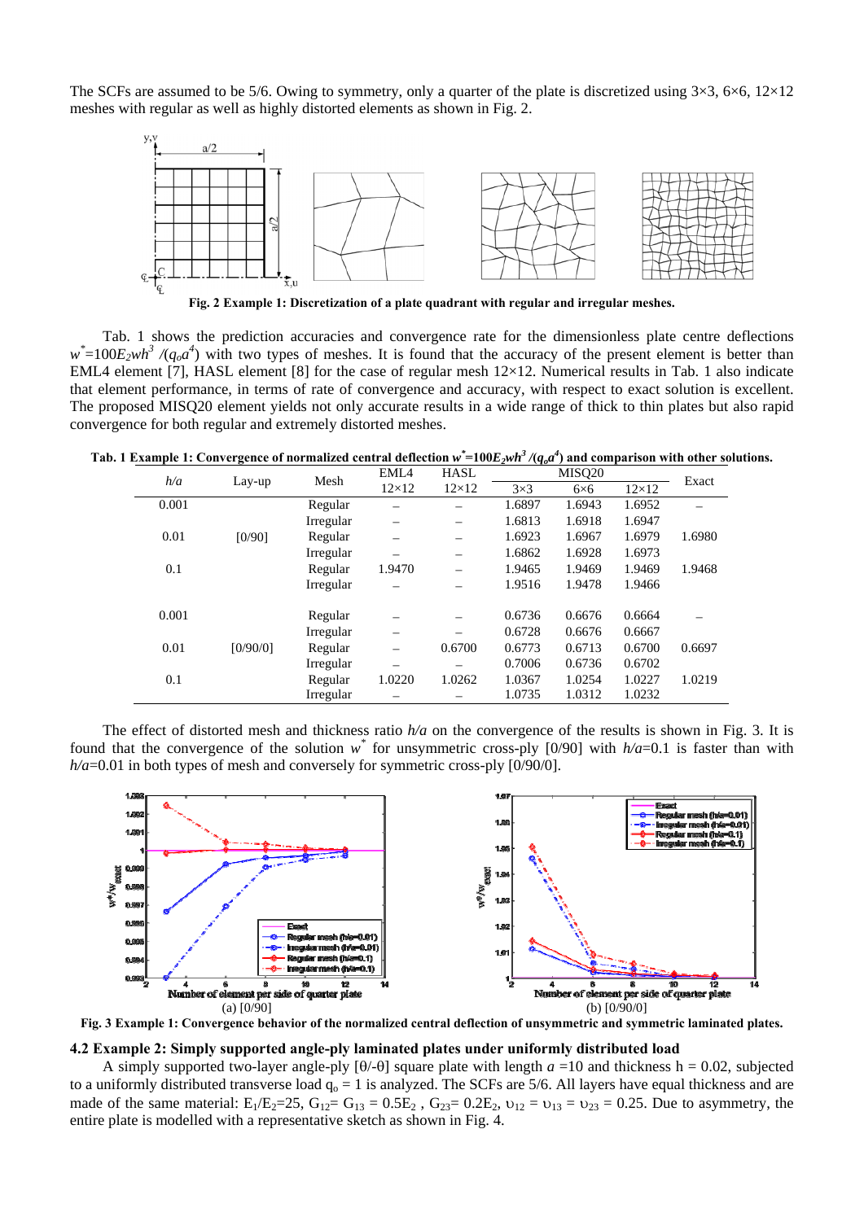The SCFs are assumed to be 5/6. Owing to symmetry, only a quarter of the plate is discretized using 3×3, 6×6, 12×12 meshes with regular as well as highly distorted elements as shown in Fig. 2.

**Fig. 2 Example 1: Discretization of a plate quadrant with regular and irregular meshes.**

Tab. 1 shows the prediction accuracies and convergence rate for the dimensionless plate centre deflections $w^{*}=100E_2wh^3/(q_oa^4)$ with two types of meshes. It is found that the accuracy of the present element is better than EML4 element [7], HASL element [8] for the case of regular mesh 12×12. Numerical results in Tab. 1 also indicate that element performance, in terms of rate of convergence and accuracy, with respect to exact solution is excellent. The proposed MISQ20 element yields not only accurate results in a wide range of thick to thin plates but also rapid convergence for both regular and extremely distorted meshes.

**Tab. 1 Example 1: Convergence of normalized central deflection $w^{*}=100E_2wh^3/(q_oa^4)$ and comparison with other solutions.**

| $h/a$ | Lay-up | Mesh | EML4 | HASL | MISQ20 | | | Exact |
|---|---|---|---|---|---|---|---|---|
| | | | 12×12 | 12×12 | 3×3 | 6×6 | 12×12 | |
| 0.001 | | Regular | – | – | 1.6897 | 1.6943 | 1.6952 | – |
| | | Irregular | – | – | 1.6813 | 1.6918 | 1.6947 | |
| 0.01 | [0/90] | Regular | – | – | 1.6923 | 1.6967 | 1.6979 | 1.6980 |
| | | Irregular | – | – | 1.6862 | 1.6928 | 1.6973 | |
| 0.1 | | Regular | 1.9470 | – | 1.9465 | 1.9469 | 1.9469 | 1.9468 |
| | | Irregular | – | – | 1.9516 | 1.9478 | 1.9466 | |
| 0.001 | | Regular | – | – | 0.6736 | 0.6676 | 0.6664 | – |
| | | Irregular | – | – | 0.6728 | 0.6676 | 0.6667 | |
| 0.01 | [0/90/0] | Regular | – | 0.6700 | 0.6773 | 0.6713 | 0.6700 | 0.6697 |
| | | Irregular | – | – | 0.7006 | 0.6736 | 0.6702 | |
| 0.1 | | Regular | 1.0220 | 1.0262 | 1.0367 | 1.0254 | 1.0227 | 1.0219 |
| | | Irregular | – | – | 1.0735 | 1.0312 | 1.0232 | |

The effect of distorted mesh and thickness ratio $h/a$ on the convergence of the results is shown in Fig. 3. It is found that the convergence of the solution $w^{*}$ for unsymmetric cross-ply [0/90] with $h/a$=0.1 is faster than with $h/a$=0.01 in both types of mesh and conversely for symmetric cross-ply [0/90/0].

(a) [0/90] (b) [0/90/0]

**Fig. 3 Example 1: Convergence behavior of the normalized central deflection of unsymmetric and symmetric laminated plates.**

### 4.2 Example 2: Simply supported angle-ply laminated plates under uniformly distributed load

A simply supported two-layer angle-ply [θ/-θ] square plate with length $a$ =10 and thickness h = 0.02, subjected to a uniformly distributed transverse load $q_o$ = 1 is analyzed. The SCFs are 5/6. All layers have equal thickness and are made of the same material: $E_1/E_2$=25, $G_{12}$= $G_{13}$ = $0.5E_2$ , $G_{23}$= $0.2E_2$, $\upsilon_{12}$ = $\upsilon_{13}$ = $\upsilon_{23}$ = 0.25. Due to asymmetry, the entire plate is modelled with a representative sketch as shown in Fig. 4.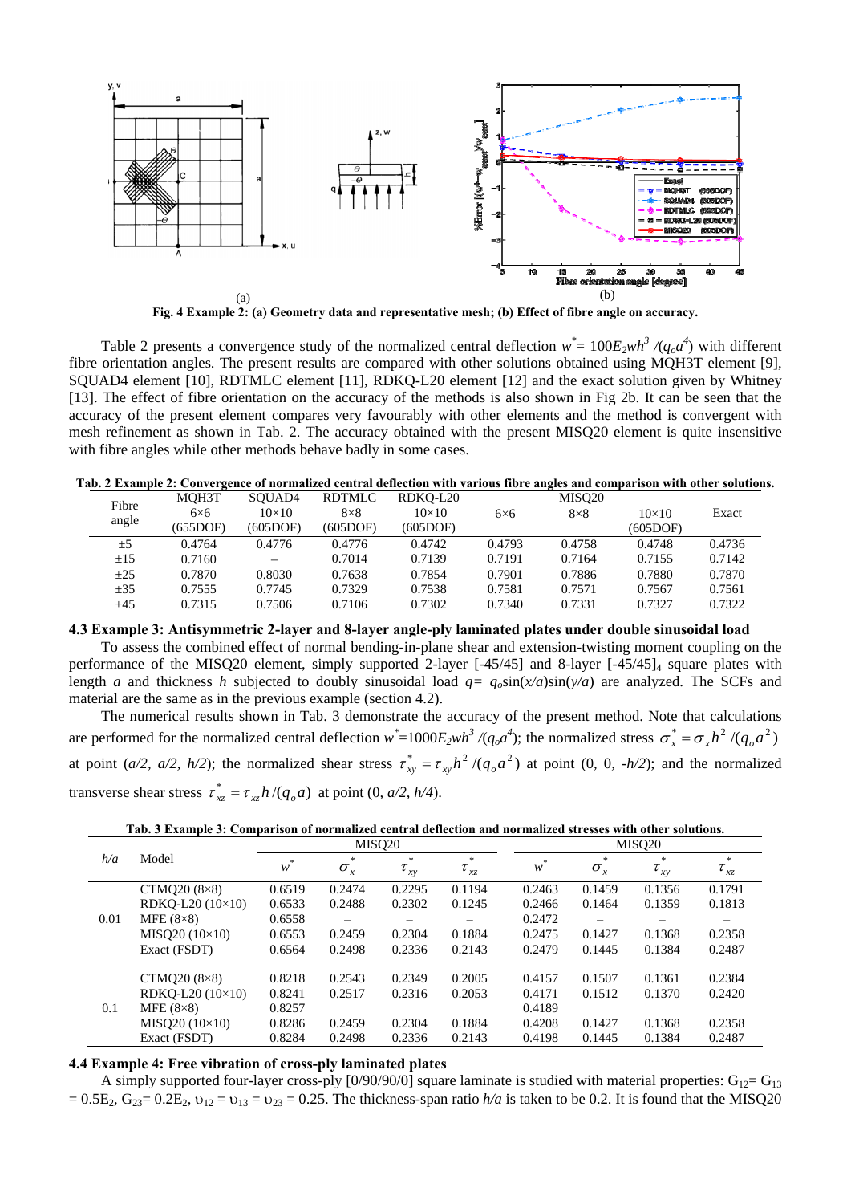(a)

(b)

**Fig. 4 Example 2: (a) Geometry data and representative mesh; (b) Effect of fibre angle on accuracy.**

Table 2 presents a convergence study of the normalized central deflection $w^* = 100E_2wh^3/(q_oa^4)$ with different fibre orientation angles. The present results are compared with other solutions obtained using MQH3T element [9], SQUAD4 element [10], RDTMLC element [11], RDKQ-L20 element [12] and the exact solution given by Whitney [13]. The effect of fibre orientation on the accuracy of the methods is also shown in Fig 2b. It can be seen that the accuracy of the present element compares very favourably with other elements and the method is convergent with mesh refinement as shown in Tab. 2. The accuracy obtained with the present MISQ20 element is quite insensitive with fibre angles while other methods behave badly in some cases.

**Tab. 2 Example 2: Convergence of normalized central deflection with various fibre angles and comparison with other solutions.**

| Fibre angle | MQH3T 6×6 (655DOF) | SQUAD4 10×10 (605DOF) | RDTMLC 8×8 (605DOF) | RDKQ-L20 10×10 (605DOF) | MISQ20 6×6 | MISQ20 8×8 | MISQ20 10×10 (605DOF) | Exact |
|---|---|---|---|---|---|---|---|---|
| ±5 | 0.4764 | 0.4776 | 0.4776 | 0.4742 | 0.4793 | 0.4758 | 0.4748 | 0.4736 |
| ±15 | 0.7160 | – | 0.7014 | 0.7139 | 0.7191 | 0.7164 | 0.7155 | 0.7142 |
| ±25 | 0.7870 | 0.8030 | 0.7638 | 0.7854 | 0.7901 | 0.7886 | 0.7880 | 0.7870 |
| ±35 | 0.7555 | 0.7745 | 0.7329 | 0.7538 | 0.7581 | 0.7571 | 0.7567 | 0.7561 |
| ±45 | 0.7315 | 0.7506 | 0.7106 | 0.7302 | 0.7340 | 0.7331 | 0.7327 | 0.7322 |

### 4.3 Example 3: Antisymmetric 2-layer and 8-layer angle-ply laminated plates under double sinusoidal load

To assess the combined effect of normal bending-in-plane shear and extension-twisting moment coupling on the performance of the MISQ20 element, simply supported 2-layer [-45/45] and 8-layer [-45/45]$_4$ square plates with length $a$ and thickness $h$ subjected to doubly sinusoidal load $q = q_o\sin(x/a)\sin(y/a)$ are analyzed. The SCFs and material are the same as in the previous example (section 4.2).

The numerical results shown in Tab. 3 demonstrate the accuracy of the present method. Note that calculations are performed for the normalized central deflection $w^* = 1000E_2wh^3/(q_oa^4)$; the normalized stress $\sigma_x^* = \sigma_x h^2/(q_oa^2)$ at point $(a/2, a/2, h/2)$; the normalized shear stress $\tau_{xy}^* = \tau_{xy}h^2/(q_oa^2)$ at point $(0, 0, -h/2)$; and the normalized transverse shear stress $\tau_{xz}^* = \tau_{xz}h/(q_oa)$ at point $(0, a/2, h/4)$.

**Tab. 3 Example 3: Comparison of normalized central deflection and normalized stresses with other solutions.**

| $h/a$ | Model | MISQ20 $w^*$ | MISQ20 $\sigma_x^*$ | MISQ20 $\tau_{xy}^*$ | MISQ20 $\tau_{xz}^*$ | MISQ20 $w^*$ | MISQ20 $\sigma_x^*$ | MISQ20 $\tau_{xy}^*$ | MISQ20 $\tau_{xz}^*$ |
|---|---|---|---|---|---|---|---|---|---|
| 0.01 | CTMQ20 (8×8) | 0.6519 | 0.2474 | 0.2295 | 0.1194 | 0.2463 | 0.1459 | 0.1356 | 0.1791 |
| | RDKQ-L20 (10×10) | 0.6533 | 0.2488 | 0.2302 | 0.1245 | 0.2466 | 0.1464 | 0.1359 | 0.1813 |
| | MFE (8×8) | 0.6558 | – | – | – | 0.2472 | – | – | – |
| | MISQ20 (10×10) | 0.6553 | 0.2459 | 0.2304 | 0.1884 | 0.2475 | 0.1427 | 0.1368 | 0.2358 |
| | Exact (FSDT) | 0.6564 | 0.2498 | 0.2336 | 0.2143 | 0.2479 | 0.1445 | 0.1384 | 0.2487 |
| 0.1 | CTMQ20 (8×8) | 0.8218 | 0.2543 | 0.2349 | 0.2005 | 0.4157 | 0.1507 | 0.1361 | 0.2384 |
| | RDKQ-L20 (10×10) | 0.8241 | 0.2517 | 0.2316 | 0.2053 | 0.4171 | 0.1512 | 0.1370 | 0.2420 |
| | MFE (8×8) | 0.8257 | | | | 0.4189 | | | |
| | MISQ20 (10×10) | 0.8286 | 0.2459 | 0.2304 | 0.1884 | 0.4208 | 0.1427 | 0.1368 | 0.2358 |
| | Exact (FSDT) | 0.8284 | 0.2498 | 0.2336 | 0.2143 | 0.4198 | 0.1445 | 0.1384 | 0.2487 |

### 4.4 Example 4: Free vibration of cross-ply laminated plates

A simply supported four-layer cross-ply [0/90/90/0] square laminate is studied with material properties: $G_{12} = G_{13} = 0.5E_2$, $G_{23} = 0.2E_2$, $\upsilon_{12} = \upsilon_{13} = \upsilon_{23} = 0.25$. The thickness-span ratio $h/a$ is taken to be 0.2. It is found that the MISQ20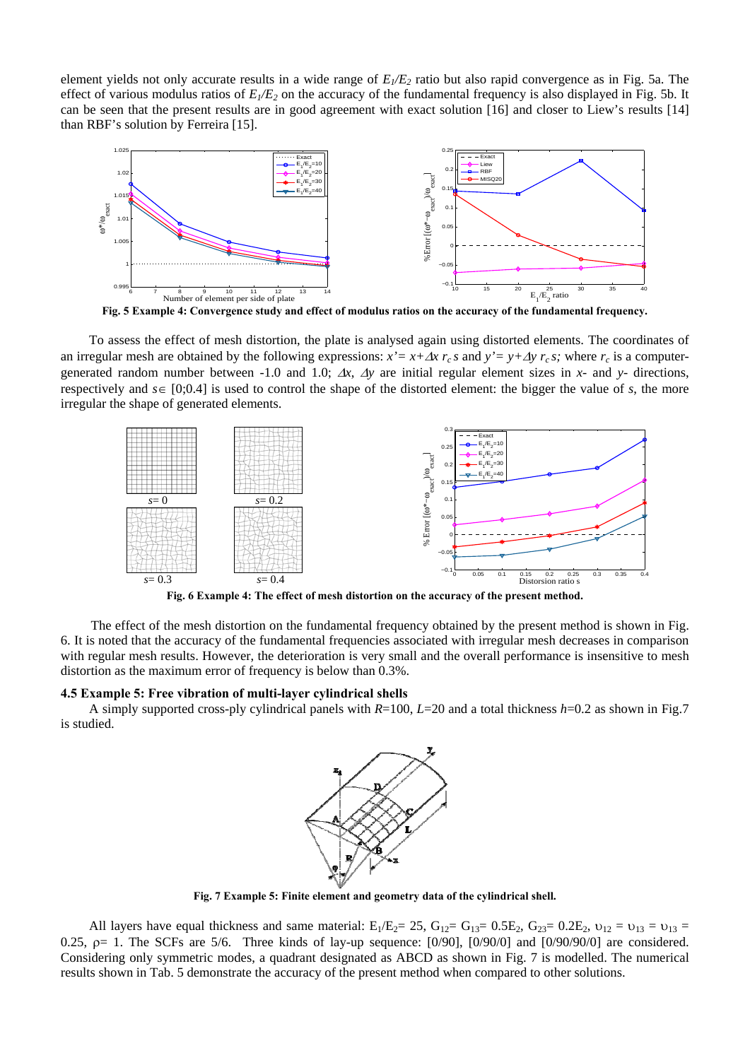element yields not only accurate results in a wide range of $E_1/E_2$ ratio but also rapid convergence as in Fig. 5a. The effect of various modulus ratios of $E_1/E_2$ on the accuracy of the fundamental frequency is also displayed in Fig. 5b. It can be seen that the present results are in good agreement with exact solution [16] and closer to Liew's results [14] than RBF's solution by Ferreira [15].

**Fig. 5 Example 4: Convergence study and effect of modulus ratios on the accuracy of the fundamental frequency.**

To assess the effect of mesh distortion, the plate is analysed again using distorted elements. The coordinates of an irregular mesh are obtained by the following expressions: $x' = x + \Delta x\, r_c\, s$ and $y' = y + \Delta y\, r_c\, s$; where $r_c$ is a computer-generated random number between -1.0 and 1.0; $\Delta x$, $\Delta y$ are initial regular element sizes in *x*- and *y*- directions, respectively and $s \in [0;0.4]$ is used to control the shape of the distorted element: the bigger the value of *s*, the more irregular the shape of generated elements.

**Fig. 6 Example 4: The effect of mesh distortion on the accuracy of the present method.**

The effect of the mesh distortion on the fundamental frequency obtained by the present method is shown in Fig. 6. It is noted that the accuracy of the fundamental frequencies associated with irregular mesh decreases in comparison with regular mesh results. However, the deterioration is very small and the overall performance is insensitive to mesh distortion as the maximum error of frequency is below than 0.3%.

### 4.5 Example 5: Free vibration of multi-layer cylindrical shells

A simply supported cross-ply cylindrical panels with $R$=100, $L$=20 and a total thickness $h$=0.2 as shown in Fig.7 is studied.

**Fig. 7 Example 5: Finite element and geometry data of the cylindrical shell.**

All layers have equal thickness and same material: $E_1/E_2$= 25, $G_{12}$= $G_{13}$= $0.5E_2$, $G_{23}$= $0.2E_2$, $\upsilon_{12} = \upsilon_{13} = \upsilon_{13}$ = 0.25, $\rho$= 1. The SCFs are 5/6. Three kinds of lay-up sequence: [0/90], [0/90/0] and [0/90/90/0] are considered. Considering only symmetric modes, a quadrant designated as ABCD as shown in Fig. 7 is modelled. The numerical results shown in Tab. 5 demonstrate the accuracy of the present method when compared to other solutions.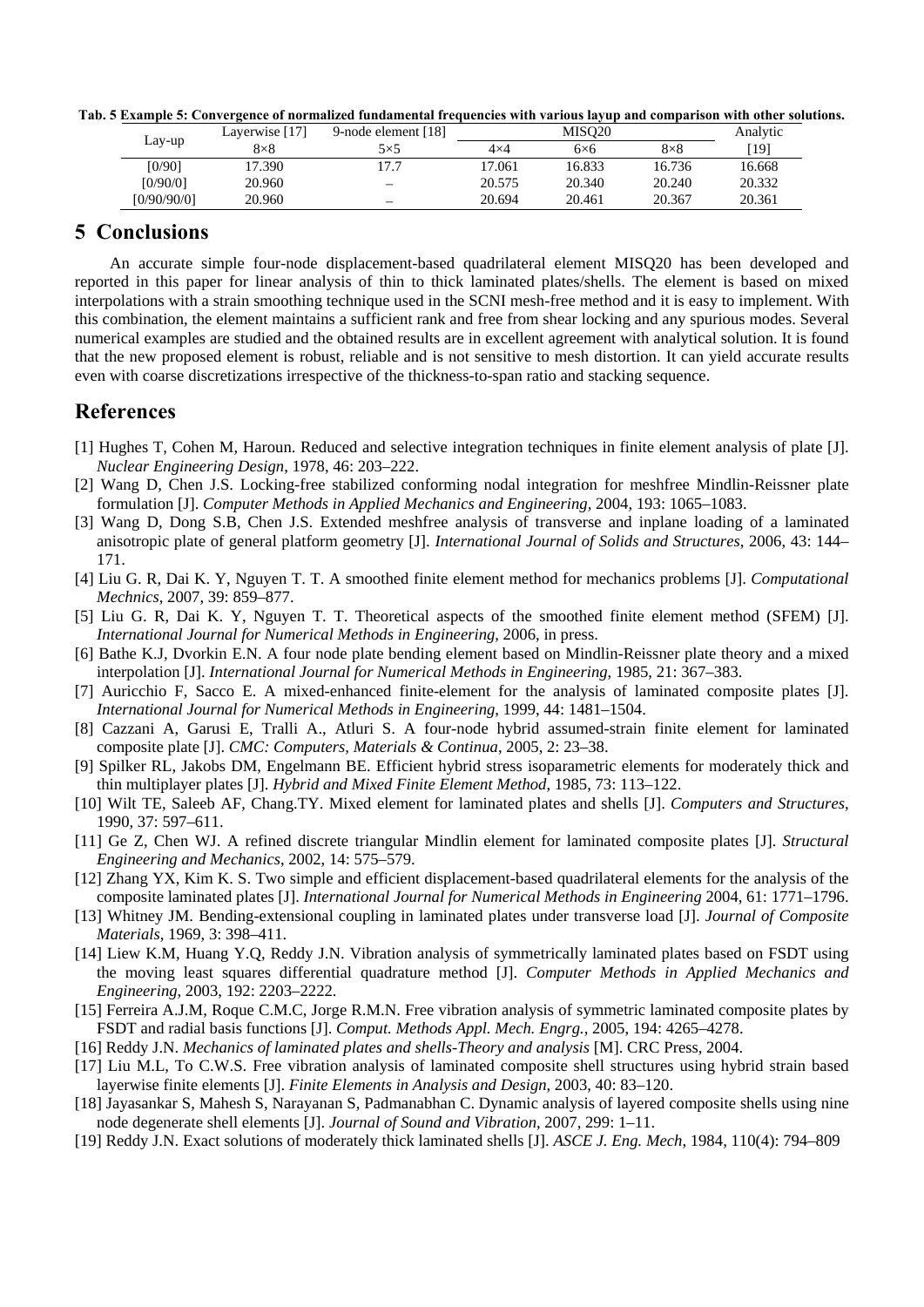**Tab. 5 Example 5: Convergence of normalized fundamental frequencies with various layup and comparison with other solutions.**

| Lay-up | Layerwise [17] | 9-node element [18] | MISQ20 | | | Analytic |
|---|---|---|---|---|---|---|
| | 8×8 | 5×5 | 4×4 | 6×6 | 8×8 | [19] |
| [0/90] | 17.390 | 17.7 | 17.061 | 16.833 | 16.736 | 16.668 |
| [0/90/0] | 20.960 | – | 20.575 | 20.340 | 20.240 | 20.332 |
| [0/90/90/0] | 20.960 | – | 20.694 | 20.461 | 20.367 | 20.361 |

# 5 Conclusions

An accurate simple four-node displacement-based quadrilateral element MISQ20 has been developed and reported in this paper for linear analysis of thin to thick laminated plates/shells. The element is based on mixed interpolations with a strain smoothing technique used in the SCNI mesh-free method and it is easy to implement. With this combination, the element maintains a sufficient rank and free from shear locking and any spurious modes. Several numerical examples are studied and the obtained results are in excellent agreement with analytical solution. It is found that the new proposed element is robust, reliable and is not sensitive to mesh distortion. It can yield accurate results even with coarse discretizations irrespective of the thickness-to-span ratio and stacking sequence.

# References

[1] Hughes T, Cohen M, Haroun. Reduced and selective integration techniques in finite element analysis of plate [J]. *Nuclear Engineering Design*, 1978, 46: 203–222.

[2] Wang D, Chen J.S. Locking-free stabilized conforming nodal integration for meshfree Mindlin-Reissner plate formulation [J]. *Computer Methods in Applied Mechanics and Engineering*, 2004, 193: 1065–1083.

[3] Wang D, Dong S.B, Chen J.S. Extended meshfree analysis of transverse and inplane loading of a laminated anisotropic plate of general platform geometry [J]. *International Journal of Solids and Structures*, 2006, 43: 144–171.

[4] Liu G. R, Dai K. Y, Nguyen T. T. A smoothed finite element method for mechanics problems [J]. *Computational Mechnics*, 2007, 39: 859–877.

[5] Liu G. R, Dai K. Y, Nguyen T. T. Theoretical aspects of the smoothed finite element method (SFEM) [J]. *International Journal for Numerical Methods in Engineering*, 2006, in press.

[6] Bathe K.J, Dvorkin E.N. A four node plate bending element based on Mindlin-Reissner plate theory and a mixed interpolation [J]. *International Journal for Numerical Methods in Engineering*, 1985, 21: 367–383.

[7] Auricchio F, Sacco E. A mixed-enhanced finite-element for the analysis of laminated composite plates [J]. *International Journal for Numerical Methods in Engineering*, 1999, 44: 1481–1504.

[8] Cazzani A, Garusi E, Tralli A., Atluri S. A four-node hybrid assumed-strain finite element for laminated composite plate [J]. *CMC: Computers, Materials & Continua*, 2005, 2: 23–38.

[9] Spilker RL, Jakobs DM, Engelmann BE. Efficient hybrid stress isoparametric elements for moderately thick and thin multiplayer plates [J]. *Hybrid and Mixed Finite Element Method*, 1985, 73: 113–122.

[10] Wilt TE, Saleeb AF, Chang.TY. Mixed element for laminated plates and shells [J]. *Computers and Structures*, 1990, 37: 597–611.

[11] Ge Z, Chen WJ. A refined discrete triangular Mindlin element for laminated composite plates [J]. *Structural Engineering and Mechanics*, 2002, 14: 575–579.

[12] Zhang YX, Kim K. S. Two simple and efficient displacement-based quadrilateral elements for the analysis of the composite laminated plates [J]. *International Journal for Numerical Methods in Engineering* 2004, 61: 1771–1796.

[13] Whitney JM. Bending-extensional coupling in laminated plates under transverse load [J]. *Journal of Composite Materials*, 1969, 3: 398–411.

[14] Liew K.M, Huang Y.Q, Reddy J.N. Vibration analysis of symmetrically laminated plates based on FSDT using the moving least squares differential quadrature method [J]. *Computer Methods in Applied Mechanics and Engineering*, 2003, 192: 2203–2222.

[15] Ferreira A.J.M, Roque C.M.C, Jorge R.M.N. Free vibration analysis of symmetric laminated composite plates by FSDT and radial basis functions [J]. *Comput. Methods Appl. Mech. Engrg.*, 2005, 194: 4265–4278.

[16] Reddy J.N. *Mechanics of laminated plates and shells-Theory and analysis* [M]. CRC Press, 2004.

[17] Liu M.L, To C.W.S. Free vibration analysis of laminated composite shell structures using hybrid strain based layerwise finite elements [J]. *Finite Elements in Analysis and Design*, 2003, 40: 83–120.

[18] Jayasankar S, Mahesh S, Narayanan S, Padmanabhan C. Dynamic analysis of layered composite shells using nine node degenerate shell elements [J]. *Journal of Sound and Vibration*, 2007, 299: 1–11.

[19] Reddy J.N. Exact solutions of moderately thick laminated shells [J]. *ASCE J. Eng. Mech*, 1984, 110(4): 794–809